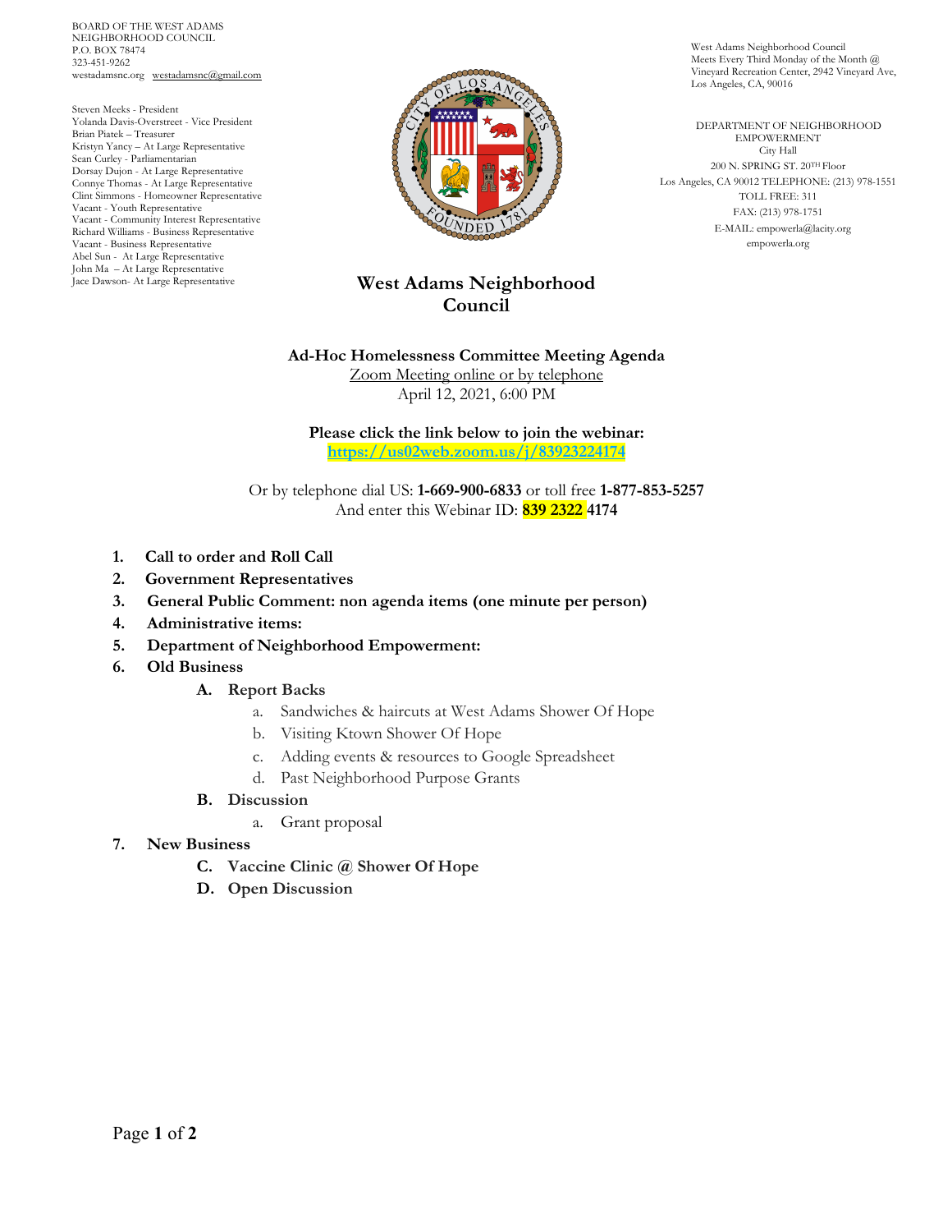BOARD OF THE WEST ADAMS NEIGHBORHOOD COUNCIL
P.O. BOX 78474
323-451-9262
westadamsnc.org westadamsnc@gmail.com

Steven Meeks - President
Yolanda Davis-Overstreet - Vice President
Brian Piatek – Treasurer
Kristyn Yancy – At Large Representative
Sean Curley - Parliamentarian
Dorsay Dujon - At Large Representative
Connye Thomas - At Large Representative
Clint Simmons - Homeowner Representative
Vacant - Youth Representative
Vacant - Community Interest Representative
Richard Williams - Business Representative
Vacant - Business Representative
Abel Sun - At Large Representative
John Ma – At Large Representative
Jace Dawson- At Large Representative

West Adams Neighborhood Council
Meets Every Third Monday of the Month @ Vineyard Recreation Center, 2942 Vineyard Ave, Los Angeles, CA, 90016

DEPARTMENT OF NEIGHBORHOOD EMPOWERMENT
City Hall
200 N. SPRING ST. 20TH Floor
Los Angeles, CA 90012 TELEPHONE: (213) 978-1551
TOLL FREE: 311
FAX: (213) 978-1751
E-MAIL: empowerla@lacity.org
empowerla.org

# West Adams Neighborhood Council

**Ad-Hoc Homelessness Committee Meeting Agenda**
Zoom Meeting online or by telephone
April 12, 2021, 6:00 PM

**Please click the link below to join the webinar:**
**https://us02web.zoom.us/j/83923224174**

Or by telephone dial US: **1-669-900-6833** or toll free **1-877-853-5257**
And enter this Webinar ID: **839 2322 4174**

1. **Call to order and Roll Call**
2. **Government Representatives**
3. **General Public Comment: non agenda items (one minute per person)**
4. **Administrative items:**
5. **Department of Neighborhood Empowerment:**
6. **Old Business**
   - **A. Report Backs**
     - a. Sandwiches & haircuts at West Adams Shower Of Hope
     - b. Visiting Ktown Shower Of Hope
     - c. Adding events & resources to Google Spreadsheet
     - d. Past Neighborhood Purpose Grants
   - **B. Discussion**
     - a. Grant proposal
7. **New Business**
   - **C. Vaccine Clinic @ Shower Of Hope**
   - **D. Open Discussion**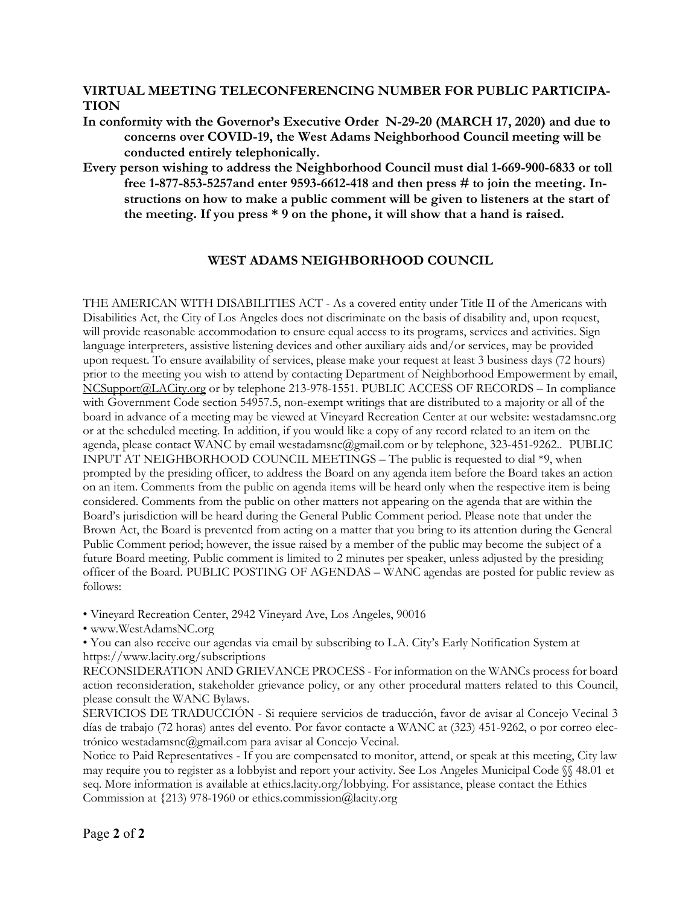**VIRTUAL MEETING TELECONFERENCING NUMBER FOR PUBLIC PARTICIPATION**

**In conformity with the Governor's Executive Order N-29-20 (MARCH 17, 2020) and due to concerns over COVID-19, the West Adams Neighborhood Council meeting will be conducted entirely telephonically.**

**Every person wishing to address the Neighborhood Council must dial 1-669-900-6833 or toll free 1-877-853-5257and enter 9593-6612-418 and then press # to join the meeting. Instructions on how to make a public comment will be given to listeners at the start of the meeting. If you press * 9 on the phone, it will show that a hand is raised.**

## WEST ADAMS NEIGHBORHOOD COUNCIL

THE AMERICAN WITH DISABILITIES ACT - As a covered entity under Title II of the Americans with Disabilities Act, the City of Los Angeles does not discriminate on the basis of disability and, upon request, will provide reasonable accommodation to ensure equal access to its programs, services and activities. Sign language interpreters, assistive listening devices and other auxiliary aids and/or services, may be provided upon request. To ensure availability of services, please make your request at least 3 business days (72 hours) prior to the meeting you wish to attend by contacting Department of Neighborhood Empowerment by email, NCSupport@LACity.org or by telephone 213-978-1551. PUBLIC ACCESS OF RECORDS – In compliance with Government Code section 54957.5, non-exempt writings that are distributed to a majority or all of the board in advance of a meeting may be viewed at Vineyard Recreation Center at our website: westadamsnc.org or at the scheduled meeting. In addition, if you would like a copy of any record related to an item on the agenda, please contact WANC by email westadamsnc@gmail.com or by telephone, 323-451-9262.. PUBLIC INPUT AT NEIGHBORHOOD COUNCIL MEETINGS – The public is requested to dial *9, when prompted by the presiding officer, to address the Board on any agenda item before the Board takes an action on an item. Comments from the public on agenda items will be heard only when the respective item is being considered. Comments from the public on other matters not appearing on the agenda that are within the Board's jurisdiction will be heard during the General Public Comment period. Please note that under the Brown Act, the Board is prevented from acting on a matter that you bring to its attention during the General Public Comment period; however, the issue raised by a member of the public may become the subject of a future Board meeting. Public comment is limited to 2 minutes per speaker, unless adjusted by the presiding officer of the Board. PUBLIC POSTING OF AGENDAS – WANC agendas are posted for public review as follows:

- Vineyard Recreation Center, 2942 Vineyard Ave, Los Angeles, 90016
- www.WestAdamsNC.org
- You can also receive our agendas via email by subscribing to L.A. City's Early Notification System at https://www.lacity.org/subscriptions

RECONSIDERATION AND GRIEVANCE PROCESS - For information on the WANCs process for board action reconsideration, stakeholder grievance policy, or any other procedural matters related to this Council, please consult the WANC Bylaws.

SERVICIOS DE TRADUCCIÓN - Si requiere servicios de traducción, favor de avisar al Concejo Vecinal 3 días de trabajo (72 horas) antes del evento. Por favor contacte a WANC at (323) 451-9262, o por correo electrónico westadamsnc@gmail.com para avisar al Concejo Vecinal.

Notice to Paid Representatives - If you are compensated to monitor, attend, or speak at this meeting, City law may require you to register as a lobbyist and report your activity. See Los Angeles Municipal Code §§ 48.01 et seq. More information is available at ethics.lacity.org/lobbying. For assistance, please contact the Ethics Commission at {213) 978-1960 or ethics.commission@lacity.org